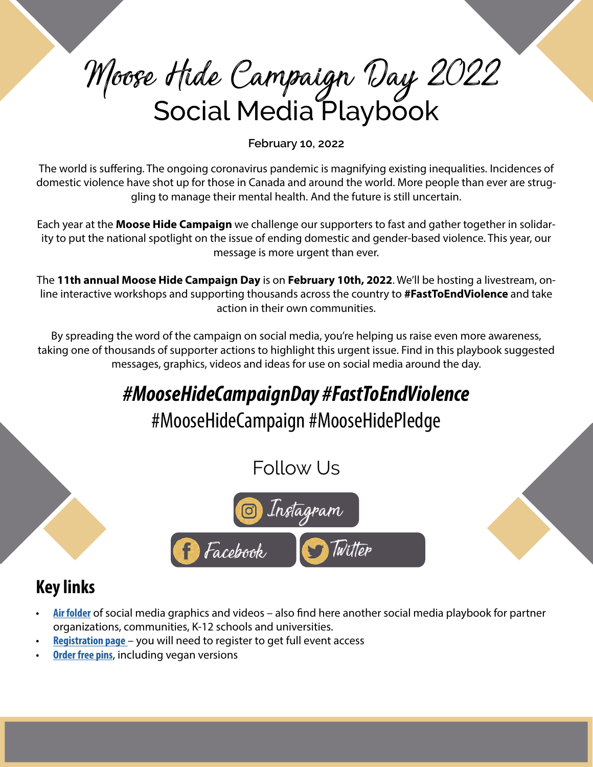# Moose Hide Campaign Day 2022
## Social Media Playbook

**February 10, 2022**

The world is suffering. The ongoing coronavirus pandemic is magnifying existing inequalities. Incidences of domestic violence have shot up for those in Canada and around the world. More people than ever are struggling to manage their mental health. And the future is still uncertain.

Each year at the **Moose Hide Campaign** we challenge our supporters to fast and gather together in solidarity to put the national spotlight on the issue of ending domestic and gender-based violence. This year, our message is more urgent than ever.

The **11th annual Moose Hide Campaign Day** is on **February 10th, 2022**. We'll be hosting a livestream, online interactive workshops and supporting thousands across the country to **#FastToEndViolence** and take action in their own communities.

By spreading the word of the campaign on social media, you're helping us raise even more awareness, taking one of thousands of supporter actions to highlight this urgent issue. Find in this playbook suggested messages, graphics, videos and ideas for use on social media around the day.

***#MooseHideCampaignDay #FastToEndViolence***

#MooseHideCampaign #MooseHidePledge

Follow Us

Instagram

Facebook Twitter

## Key links

- **Air folder** of social media graphics and videos – also find here another social media playbook for partner organizations, communities, K-12 schools and universities.
- **Registration page** – you will need to register to get full event access
- **Order free pins**, including vegan versions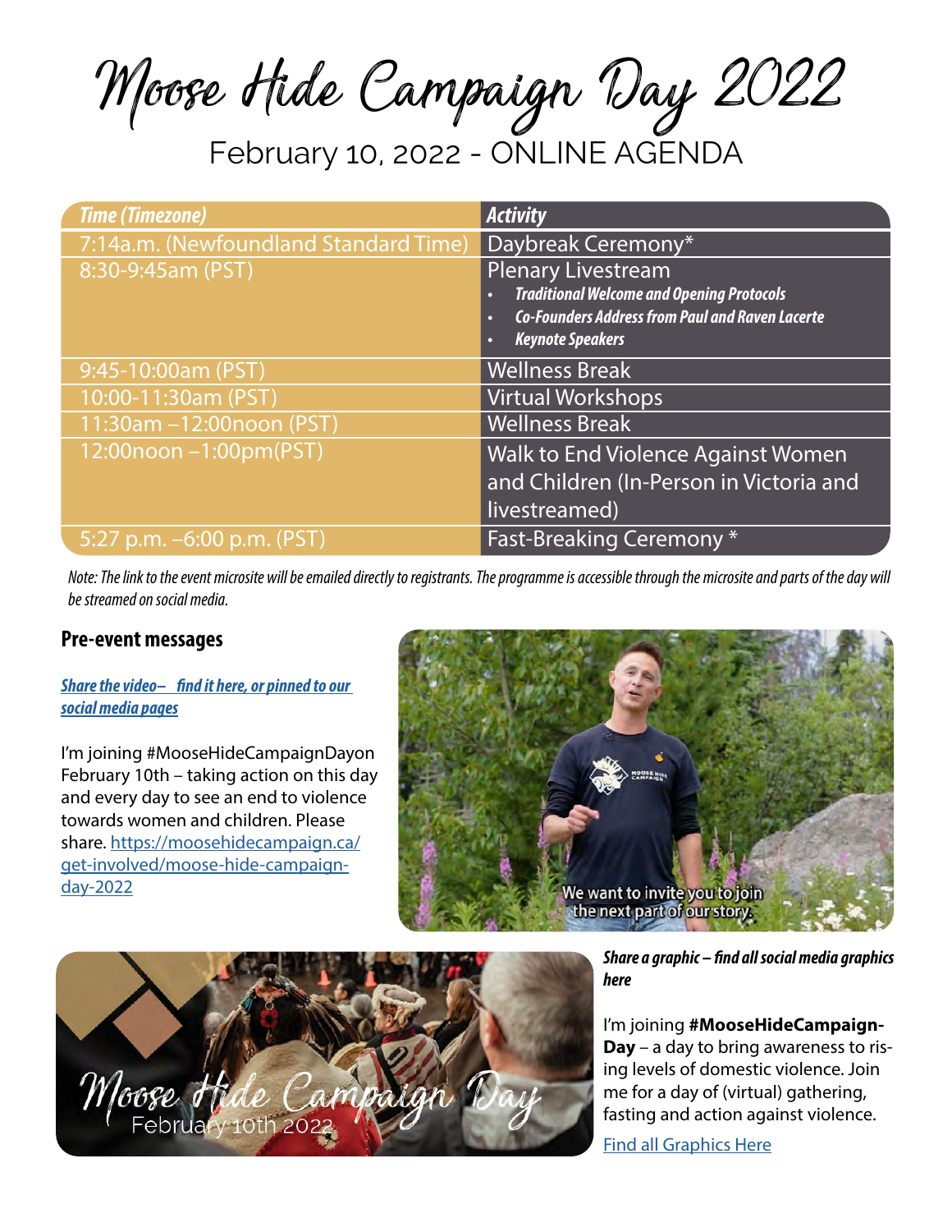# Moose Hide Campaign Day 2022

February 10, 2022 - ONLINE AGENDA

| *Time (Timezone)* | *Activity* |
| --- | --- |
| 7:14a.m. (Newfoundland Standard Time) | Daybreak Ceremony* |
| 8:30-9:45am (PST) | Plenary Livestream<br>• ***Traditional Welcome and Opening Protocols***<br>• ***Co-Founders Address from Paul and Raven Lacerte***<br>• ***Keynote Speakers*** |
| 9:45-10:00am (PST) | Wellness Break |
| 10:00-11:30am (PST) | Virtual Workshops |
| 11:30am –12:00noon (PST) | Wellness Break |
| 12:00noon –1:00pm(PST) | Walk to End Violence Against Women and Children (In-Person in Victoria and livestreamed) |
| 5:27 p.m. –6:00 p.m. (PST) | Fast-Breaking Ceremony * |

*Note: The link to the event microsite will be emailed directly to registrants. The programme is accessible through the microsite and parts of the day will be streamed on social media.*

## Pre-event messages

***Share the video– find it here, or pinned to our social media pages***

I'm joining #MooseHideCampaignDayon February 10th – taking action on this day and every day to see an end to violence towards women and children. Please share. https://moosehidecampaign.ca/get-involved/moose-hide-campaign-day-2022

***Share a graphic – find all social media graphics here***

I'm joining **#MooseHideCampaign-Day** – a day to bring awareness to rising levels of domestic violence. Join me for a day of (virtual) gathering, fasting and action against violence.

Find all Graphics Here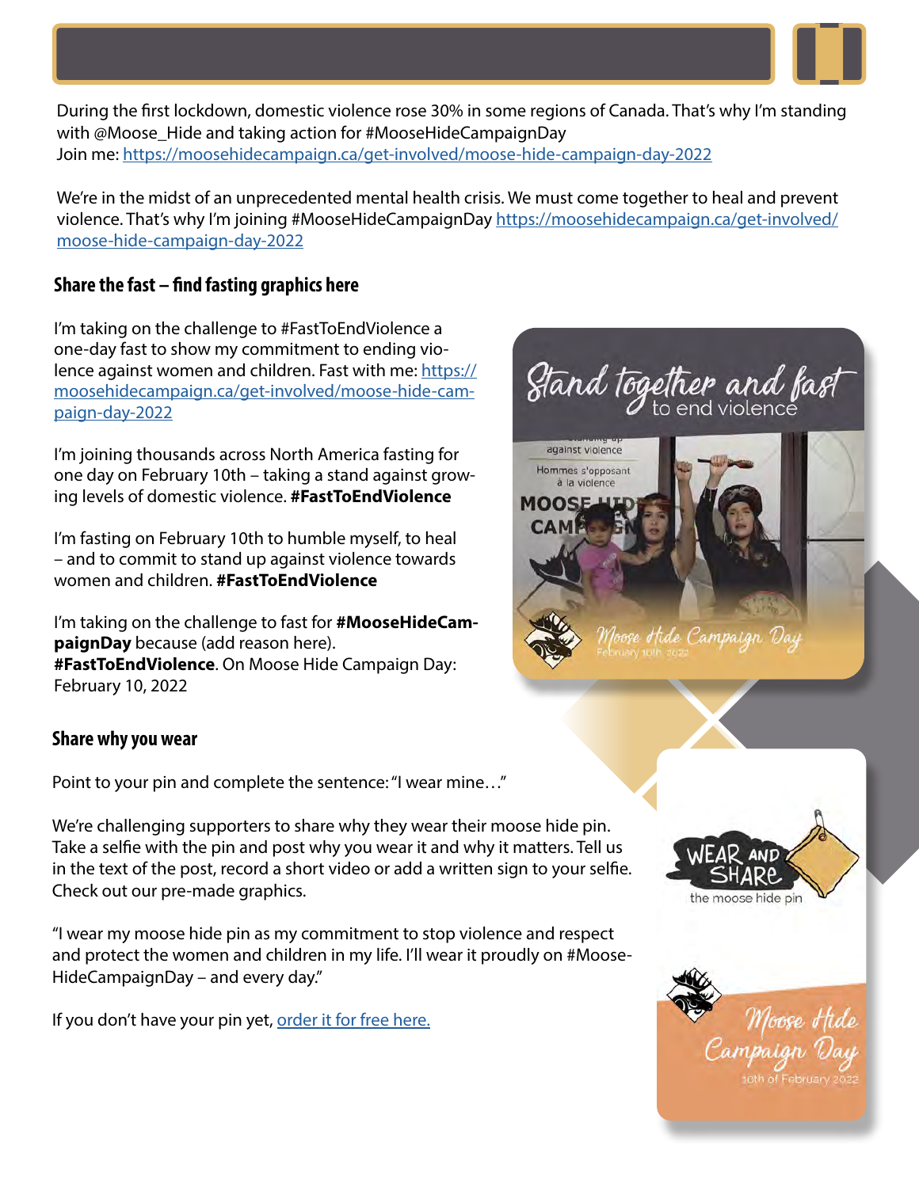During the first lockdown, domestic violence rose 30% in some regions of Canada. That's why I'm standing with @Moose_Hide and taking action for #MooseHideCampaignDay
Join me: https://moosehidecampaign.ca/get-involved/moose-hide-campaign-day-2022

We're in the midst of an unprecedented mental health crisis. We must come together to heal and prevent violence. That's why I'm joining #MooseHideCampaignDay https://moosehidecampaign.ca/get-involved/moose-hide-campaign-day-2022

## Share the fast – find fasting graphics here

I'm taking on the challenge to #FastToEndViolence a one-day fast to show my commitment to ending violence against women and children. Fast with me: https://moosehidecampaign.ca/get-involved/moose-hide-campaign-day-2022

I'm joining thousands across North America fasting for one day on February 10th – taking a stand against growing levels of domestic violence. **#FastToEndViolence**

I'm fasting on February 10th to humble myself, to heal – and to commit to stand up against violence towards women and children. **#FastToEndViolence**

I'm taking on the challenge to fast for **#MooseHideCampaignDay** because (add reason here). **#FastToEndViolence**. On Moose Hide Campaign Day: February 10, 2022

## Share why you wear

Point to your pin and complete the sentence: "I wear mine…"

We're challenging supporters to share why they wear their moose hide pin. Take a selfie with the pin and post why you wear it and why it matters. Tell us in the text of the post, record a short video or add a written sign to your selfie. Check out our pre-made graphics.

"I wear my moose hide pin as my commitment to stop violence and respect and protect the women and children in my life. I'll wear it proudly on #MooseHideCampaignDay – and every day."

If you don't have your pin yet, order it for free here.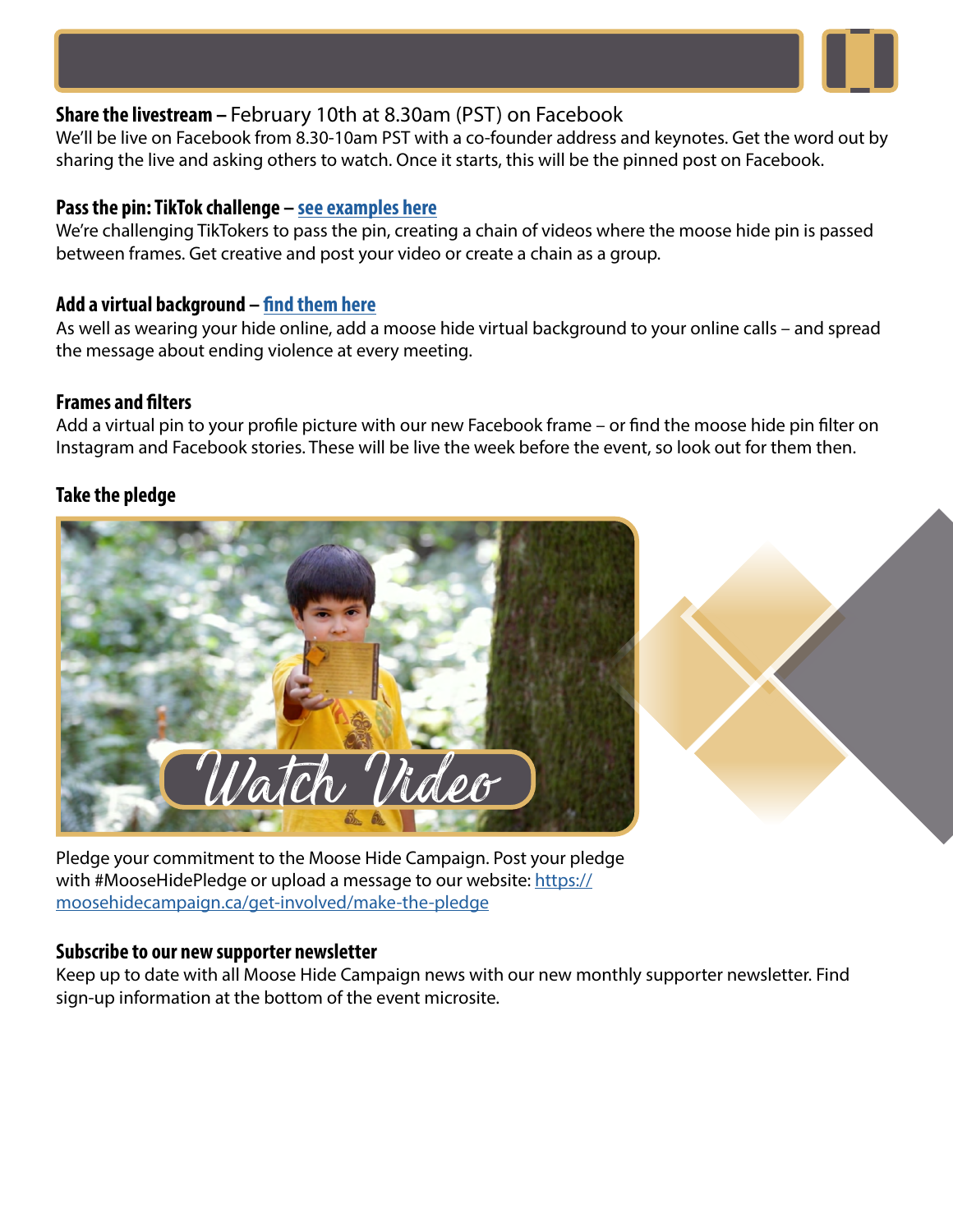**Share the livestream –** February 10th at 8.30am (PST) on Facebook

We'll be live on Facebook from 8.30-10am PST with a co-founder address and keynotes. Get the word out by sharing the live and asking others to watch. Once it starts, this will be the pinned post on Facebook.

**Pass the pin: TikTok challenge – see examples here**

We're challenging TikTokers to pass the pin, creating a chain of videos where the moose hide pin is passed between frames. Get creative and post your video or create a chain as a group.

**Add a virtual background – find them here**

As well as wearing your hide online, add a moose hide virtual background to your online calls – and spread the message about ending violence at every meeting.

**Frames and filters**

Add a virtual pin to your profile picture with our new Facebook frame – or find the moose hide pin filter on Instagram and Facebook stories. These will be live the week before the event, so look out for them then.

**Take the pledge**

Watch Video

Pledge your commitment to the Moose Hide Campaign. Post your pledge with #MooseHidePledge or upload a message to our website: https://moosehidecampaign.ca/get-involved/make-the-pledge

**Subscribe to our new supporter newsletter**

Keep up to date with all Moose Hide Campaign news with our new monthly supporter newsletter. Find sign-up information at the bottom of the event microsite.